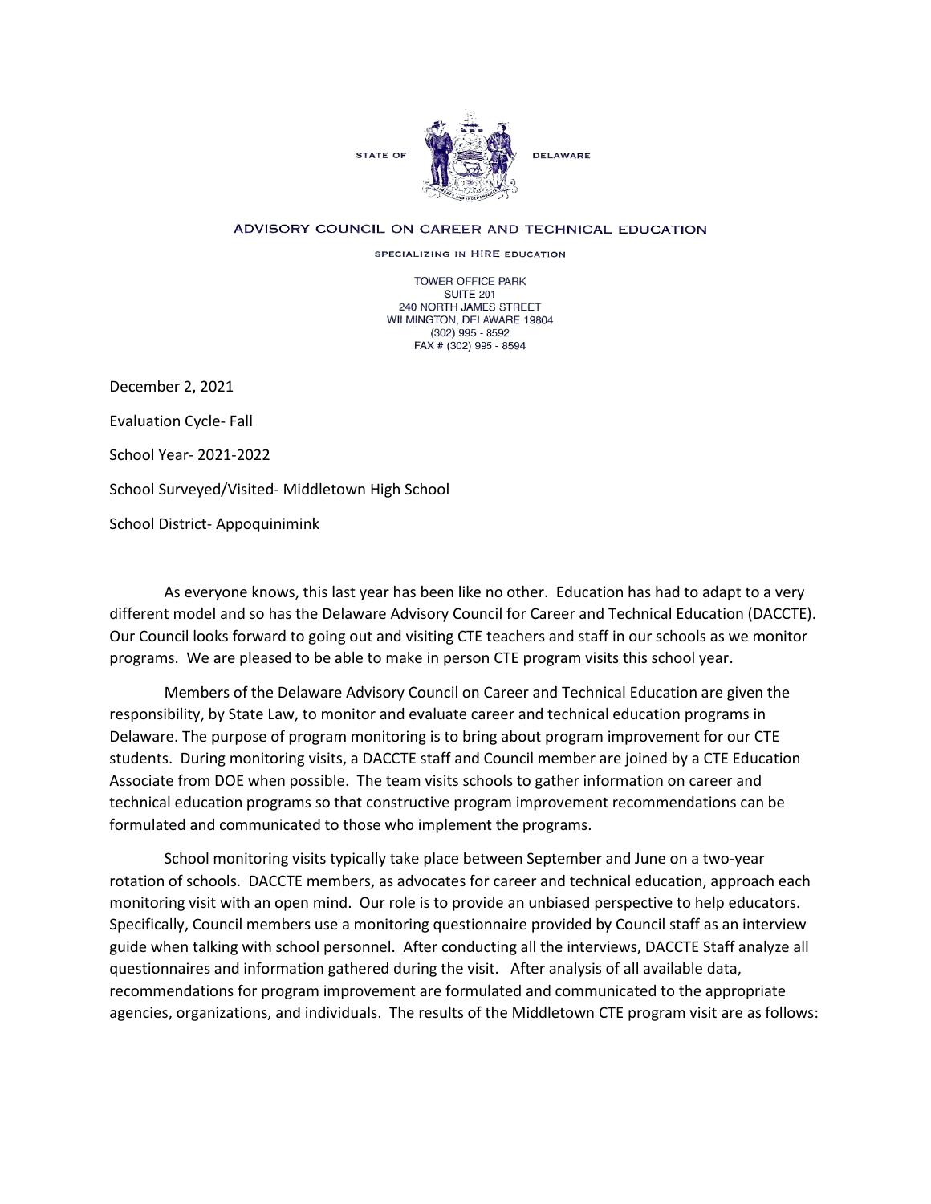STATE OF DELAWARE

ADVISORY COUNCIL ON CAREER AND TECHNICAL EDUCATION

SPECIALIZING IN HIRE EDUCATION

TOWER OFFICE PARK
SUITE 201
240 NORTH JAMES STREET
WILMINGTON, DELAWARE 19804
(302) 995 - 8592
FAX # (302) 995 - 8594

December 2, 2021

Evaluation Cycle- Fall

School Year- 2021-2022

School Surveyed/Visited- Middletown High School

School District- Appoquinimink

As everyone knows, this last year has been like no other. Education has had to adapt to a very different model and so has the Delaware Advisory Council for Career and Technical Education (DACCTE). Our Council looks forward to going out and visiting CTE teachers and staff in our schools as we monitor programs. We are pleased to be able to make in person CTE program visits this school year.

Members of the Delaware Advisory Council on Career and Technical Education are given the responsibility, by State Law, to monitor and evaluate career and technical education programs in Delaware. The purpose of program monitoring is to bring about program improvement for our CTE students. During monitoring visits, a DACCTE staff and Council member are joined by a CTE Education Associate from DOE when possible. The team visits schools to gather information on career and technical education programs so that constructive program improvement recommendations can be formulated and communicated to those who implement the programs.

School monitoring visits typically take place between September and June on a two-year rotation of schools. DACCTE members, as advocates for career and technical education, approach each monitoring visit with an open mind. Our role is to provide an unbiased perspective to help educators. Specifically, Council members use a monitoring questionnaire provided by Council staff as an interview guide when talking with school personnel. After conducting all the interviews, DACCTE Staff analyze all questionnaires and information gathered during the visit. After analysis of all available data, recommendations for program improvement are formulated and communicated to the appropriate agencies, organizations, and individuals. The results of the Middletown CTE program visit are as follows: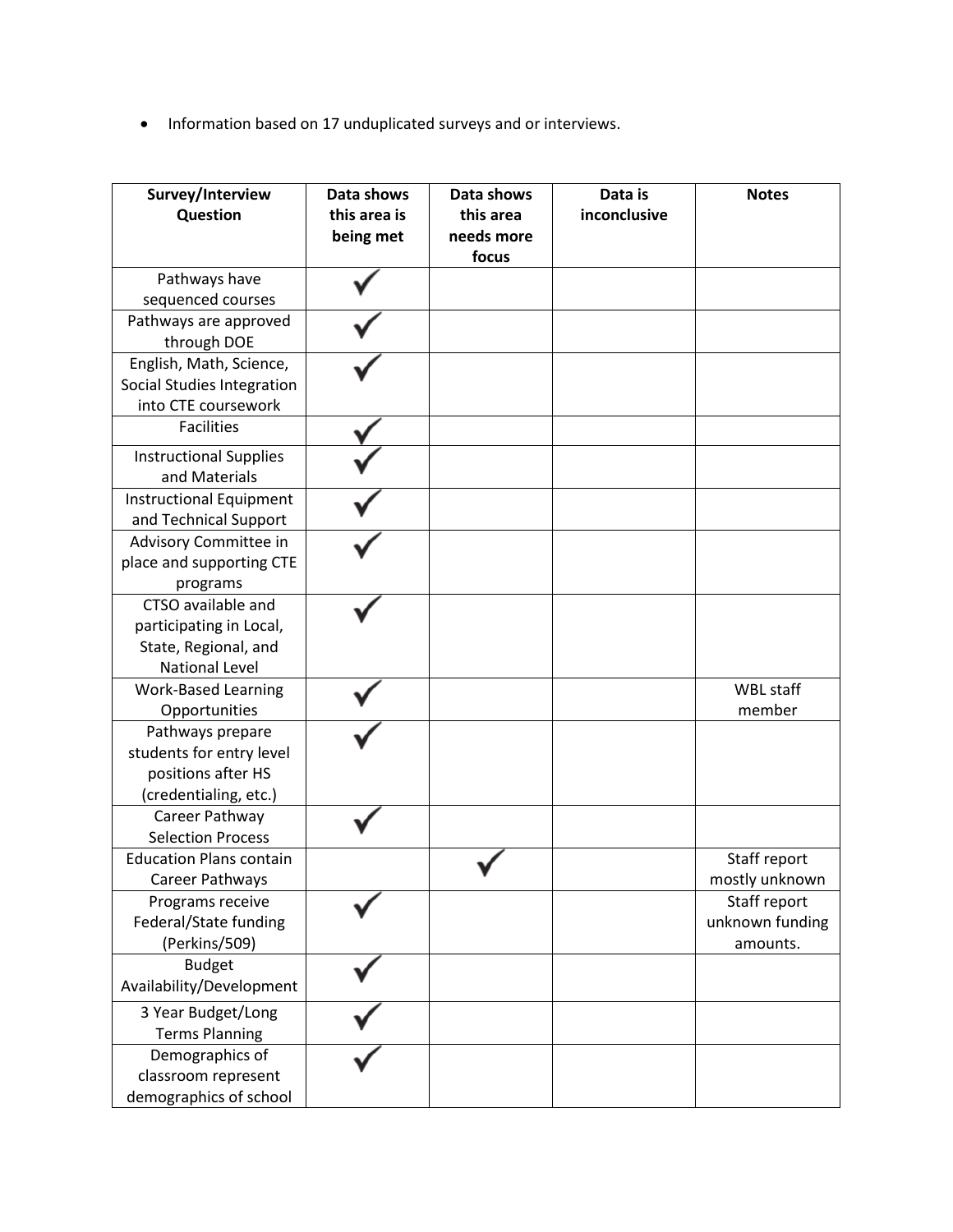- Information based on 17 unduplicated surveys and or interviews.

| Survey/Interview Question | Data shows this area is being met | Data shows this area needs more focus | Data is inconclusive | Notes |
|---|---|---|---|---|
| Pathways have sequenced courses | ✓ | | | |
| Pathways are approved through DOE | ✓ | | | |
| English, Math, Science, Social Studies Integration into CTE coursework | ✓ | | | |
| Facilities | ✓ | | | |
| Instructional Supplies and Materials | ✓ | | | |
| Instructional Equipment and Technical Support | ✓ | | | |
| Advisory Committee in place and supporting CTE programs | ✓ | | | |
| CTSO available and participating in Local, State, Regional, and National Level | ✓ | | | |
| Work-Based Learning Opportunities | ✓ | | | WBL staff member |
| Pathways prepare students for entry level positions after HS (credentialing, etc.) | ✓ | | | |
| Career Pathway Selection Process | ✓ | | | |
| Education Plans contain Career Pathways | | ✓ | | Staff report mostly unknown |
| Programs receive Federal/State funding (Perkins/509) | ✓ | | | Staff report unknown funding amounts. |
| Budget Availability/Development | ✓ | | | |
| 3 Year Budget/Long Terms Planning | ✓ | | | |
| Demographics of classroom represent demographics of school | ✓ | | | |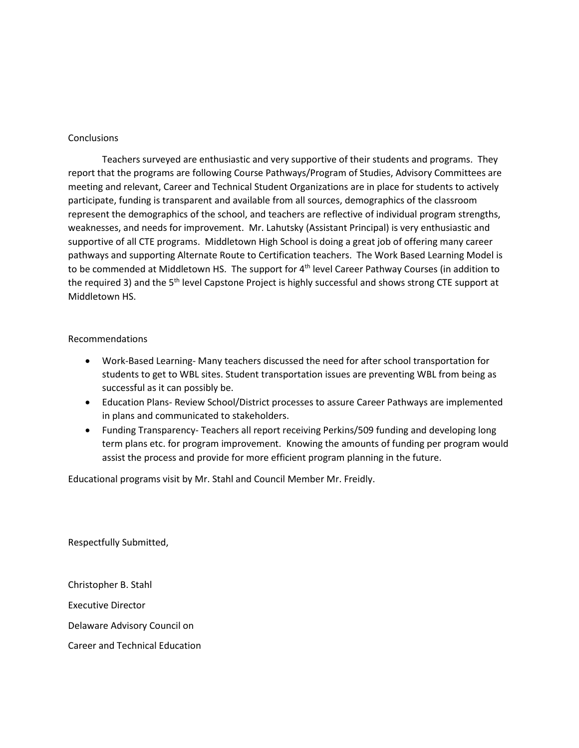## Conclusions

Teachers surveyed are enthusiastic and very supportive of their students and programs. They report that the programs are following Course Pathways/Program of Studies, Advisory Committees are meeting and relevant, Career and Technical Student Organizations are in place for students to actively participate, funding is transparent and available from all sources, demographics of the classroom represent the demographics of the school, and teachers are reflective of individual program strengths, weaknesses, and needs for improvement. Mr. Lahutsky (Assistant Principal) is very enthusiastic and supportive of all CTE programs. Middletown High School is doing a great job of offering many career pathways and supporting Alternate Route to Certification teachers. The Work Based Learning Model is to be commended at Middletown HS. The support for 4th level Career Pathway Courses (in addition to the required 3) and the 5th level Capstone Project is highly successful and shows strong CTE support at Middletown HS.

## Recommendations

- Work-Based Learning- Many teachers discussed the need for after school transportation for students to get to WBL sites. Student transportation issues are preventing WBL from being as successful as it can possibly be.
- Education Plans- Review School/District processes to assure Career Pathways are implemented in plans and communicated to stakeholders.
- Funding Transparency- Teachers all report receiving Perkins/509 funding and developing long term plans etc. for program improvement. Knowing the amounts of funding per program would assist the process and provide for more efficient program planning in the future.

Educational programs visit by Mr. Stahl and Council Member Mr. Freidly.

Respectfully Submitted,

Christopher B. Stahl

Executive Director

Delaware Advisory Council on

Career and Technical Education